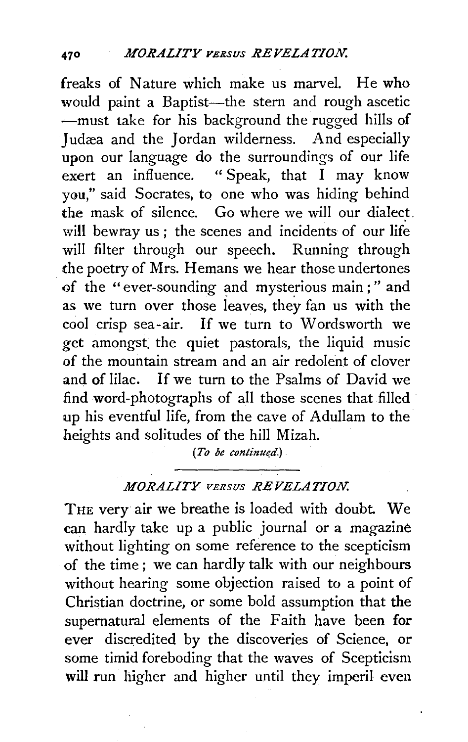freaks of Nature which make us marvel. He who would paint a Baptist—the stern and rough ascetic —must take for his background the rugged hills of Judæa and the Jordan wilderness. And especially upon our language do the surroundings of our life exert an influence. "Speak, that I may know you," said Socrates, to one who was hiding behind the mask of silence. Go where we will our dialect will bewray us; the scenes and incidents of our life will filter through our speech. Running through the poetry of Mrs. Hemans we hear those undertones of the "ever-sounding and mysterious main;" and as we turn over those leaves, they fan us with the cool crisp sea-air. If we turn to Wordsworth we get amongst the quiet pastorals, the liquid music of the mountain stream and an air redolent of clover and of lilac. If we turn to the Psalms of David we find word-photographs of all those scenes that filled up his eventful life, from the cave of Adullam to the heights and solitudes of the hill Mizah.

*(To be continued.)*

---

## *MORALITY VERSUS REVELATION.*

THE very air we breathe is loaded with doubt. We can hardly take up a public journal or a magazine without lighting on some reference to the scepticism of the time; we can hardly talk with our neighbours without hearing some objection raised to a point of Christian doctrine, or some bold assumption that the supernatural elements of the Faith have been for ever discredited by the discoveries of Science, or some timid foreboding that the waves of Scepticism will run higher and higher until they imperil even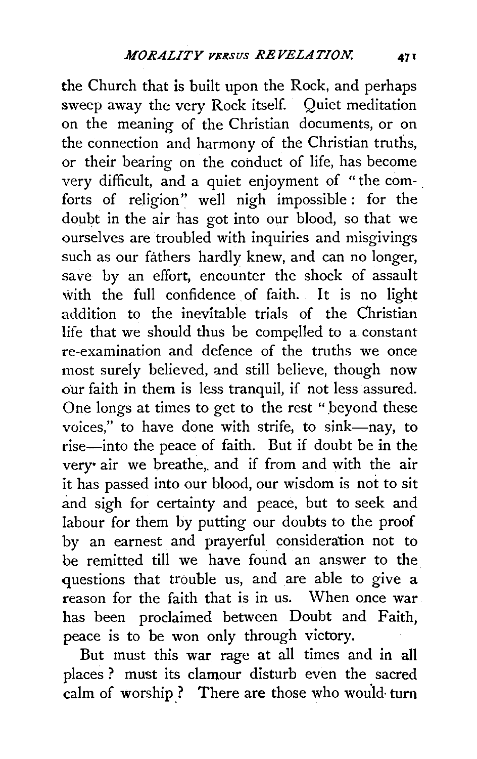the Church that is built upon the Rock, and perhaps sweep away the very Rock itself. Quiet meditation on the meaning of the Christian documents, or on the connection and harmony of the Christian truths, or their bearing on the conduct of life, has become very difficult, and a quiet enjoyment of "the comforts of religion" well nigh impossible: for the doubt in the air has got into our blood, so that we ourselves are troubled with inquiries and misgivings such as our fathers hardly knew, and can no longer, save by an effort, encounter the shock of assault with the full confidence of faith. It is no light addition to the inevitable trials of the Christian life that we should thus be compelled to a constant re-examination and defence of the truths we once most surely believed, and still believe, though now our faith in them is less tranquil, if not less assured. One longs at times to get to the rest "beyond these voices," to have done with strife, to sink—nay, to rise—into the peace of faith. But if doubt be in the very air we breathe, and if from and with the air it has passed into our blood, our wisdom is not to sit and sigh for certainty and peace, but to seek and labour for them by putting our doubts to the proof by an earnest and prayerful consideration not to be remitted till we have found an answer to the questions that trouble us, and are able to give a reason for the faith that is in us. When once war has been proclaimed between Doubt and Faith, peace is to be won only through victory.

But must this war rage at all times and in all places? must its clamour disturb even the sacred calm of worship? There are those who would turn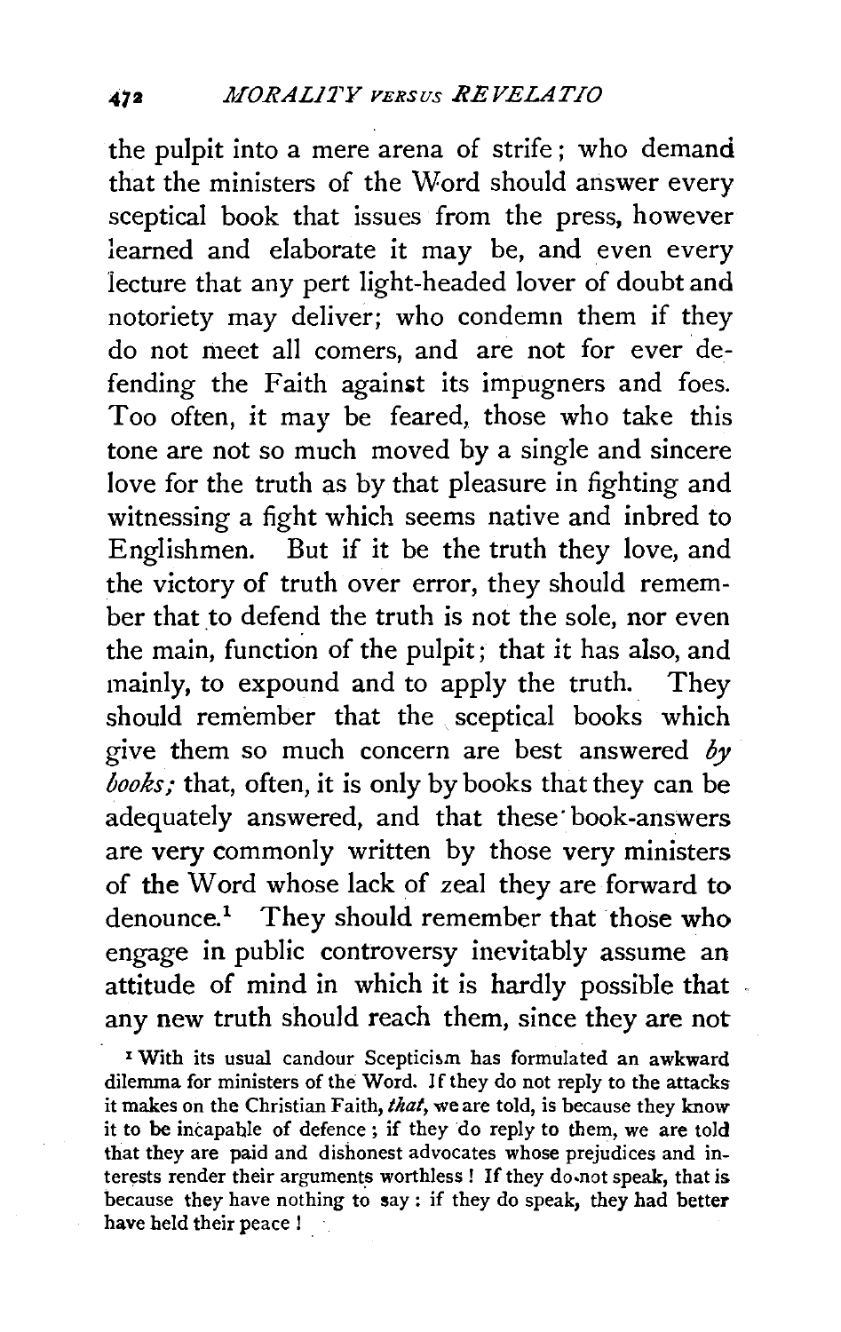the pulpit into a mere arena of strife; who demand that the ministers of the Word should answer every sceptical book that issues from the press, however learned and elaborate it may be, and even every lecture that any pert light-headed lover of doubt and notoriety may deliver; who condemn them if they do not meet all comers, and are not for ever defending the Faith against its impugners and foes. Too often, it may be feared, those who take this tone are not so much moved by a single and sincere love for the truth as by that pleasure in fighting and witnessing a fight which seems native and inbred to Englishmen. But if it be the truth they love, and the victory of truth over error, they should remember that to defend the truth is not the sole, nor even the main, function of the pulpit; that it has also, and mainly, to expound and to apply the truth. They should remember that the sceptical books which give them so much concern are best answered *by books;* that, often, it is only by books that they can be adequately answered, and that these book-answers are very commonly written by those very ministers of the Word whose lack of zeal they are forward to denounce.[1] They should remember that those who engage in public controversy inevitably assume an attitude of mind in which it is hardly possible that any new truth should reach them, since they are not

[1] With its usual candour Scepticism has formulated an awkward dilemma for ministers of the Word. If they do not reply to the attacks it makes on the Christian Faith, *that*, we are told, is because they know it to be incapable of defence; if they do reply to them, we are told that they are paid and dishonest advocates whose prejudices and interests render their arguments worthless! If they do not speak, that is because they have nothing to say: if they do speak, they had better have held their peace!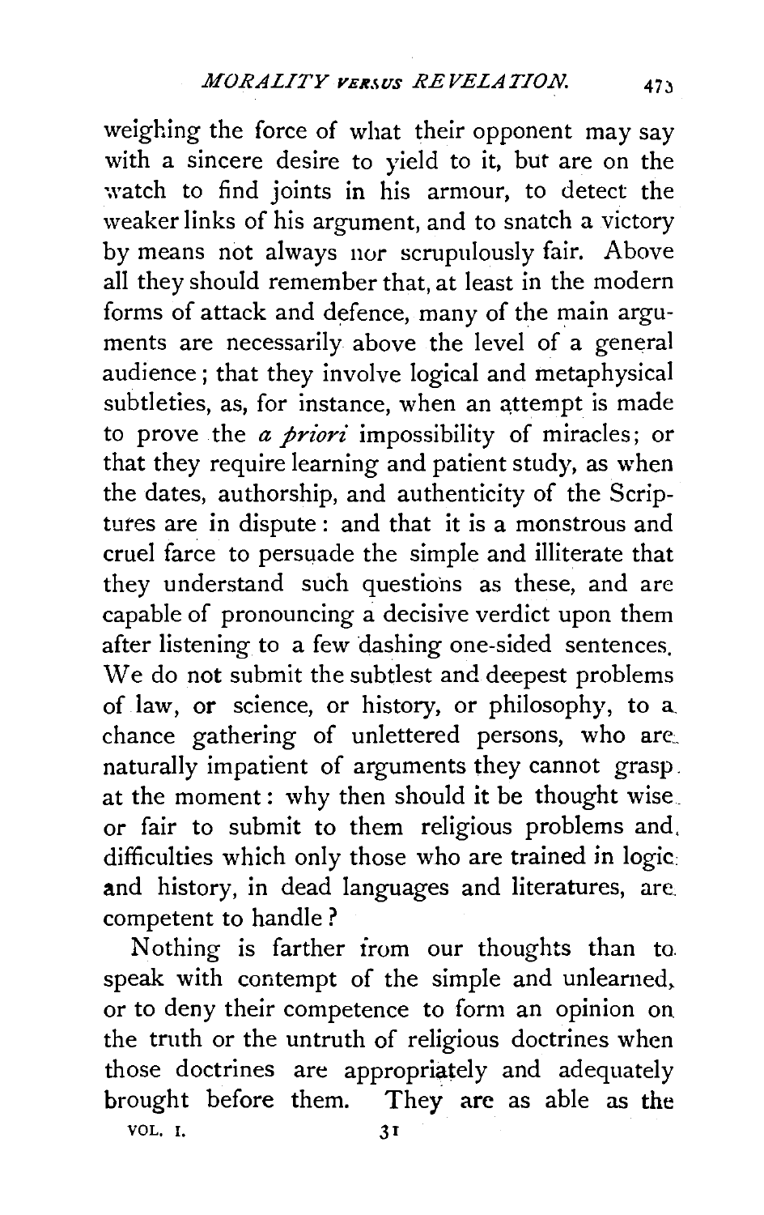weighing the force of what their opponent may say with a sincere desire to yield to it, but are on the watch to find joints in his armour, to detect the weaker links of his argument, and to snatch a victory by means not always nor scrupulously fair. Above all they should remember that, at least in the modern forms of attack and defence, many of the main arguments are necessarily above the level of a general audience; that they involve logical and metaphysical subtleties, as, for instance, when an attempt is made to prove the *a priori* impossibility of miracles; or that they require learning and patient study, as when the dates, authorship, and authenticity of the Scriptures are in dispute: and that it is a monstrous and cruel farce to persuade the simple and illiterate that they understand such questions as these, and are capable of pronouncing a decisive verdict upon them after listening to a few dashing one-sided sentences. We do not submit the subtlest and deepest problems of law, or science, or history, or philosophy, to a chance gathering of unlettered persons, who are naturally impatient of arguments they cannot grasp at the moment: why then should it be thought wise or fair to submit to them religious problems and difficulties which only those who are trained in logic and history, in dead languages and literatures, are competent to handle?

Nothing is farther from our thoughts than to speak with contempt of the simple and unlearned, or to deny their competence to form an opinion on the truth or the untruth of religious doctrines when those doctrines are appropriately and adequately brought before them. They are as able as the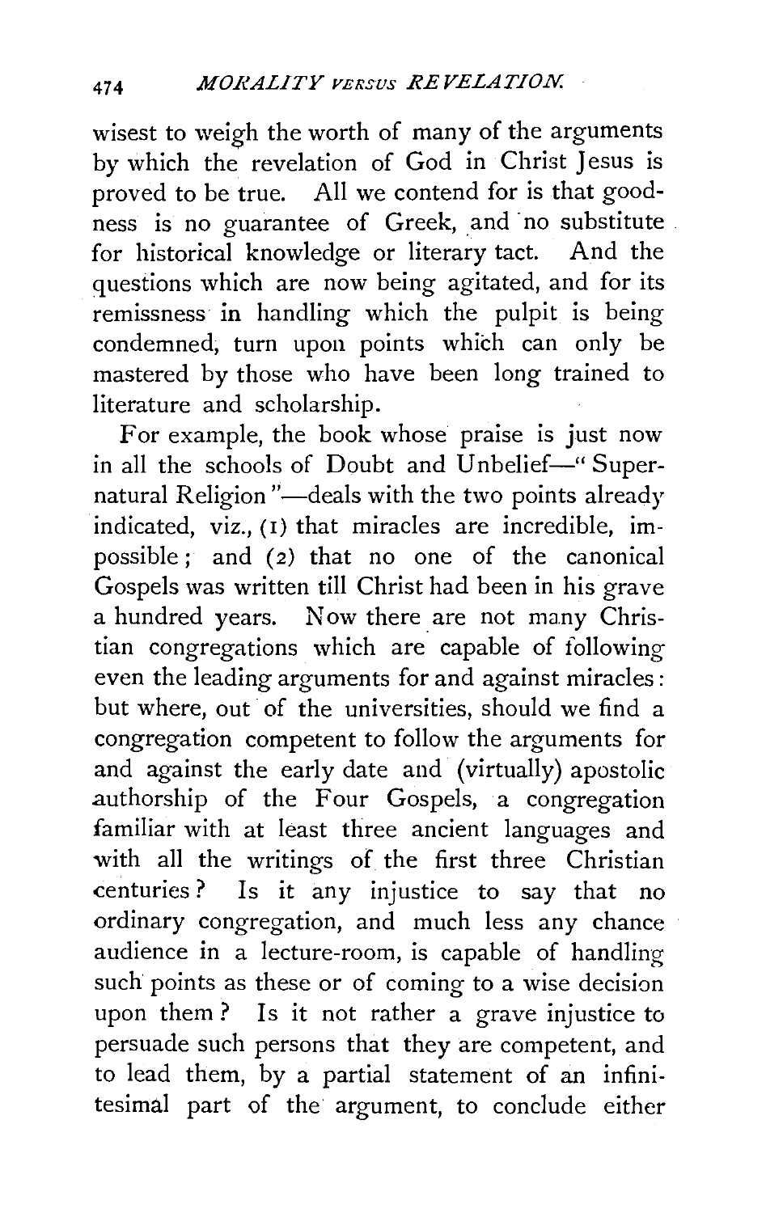wisest to weigh the worth of many of the arguments by which the revelation of God in Christ Jesus is proved to be true. All we contend for is that goodness is no guarantee of Greek, and no substitute for historical knowledge or literary tact. And the questions which are now being agitated, and for its remissness in handling which the pulpit is being condemned, turn upon points which can only be mastered by those who have been long trained to literature and scholarship.

For example, the book whose praise is just now in all the schools of Doubt and Unbelief—"Supernatural Religion"—deals with the two points already indicated, viz., (1) that miracles are incredible, impossible; and (2) that no one of the canonical Gospels was written till Christ had been in his grave a hundred years. Now there are not many Christian congregations which are capable of following even the leading arguments for and against miracles: but where, out of the universities, should we find a congregation competent to follow the arguments for and against the early date and (virtually) apostolic authorship of the Four Gospels, a congregation familiar with at least three ancient languages and with all the writings of the first three Christian centuries? Is it any injustice to say that no ordinary congregation, and much less any chance audience in a lecture-room, is capable of handling such points as these or of coming to a wise decision upon them? Is it not rather a grave injustice to persuade such persons that they are competent, and to lead them, by a partial statement of an infinitesimal part of the argument, to conclude either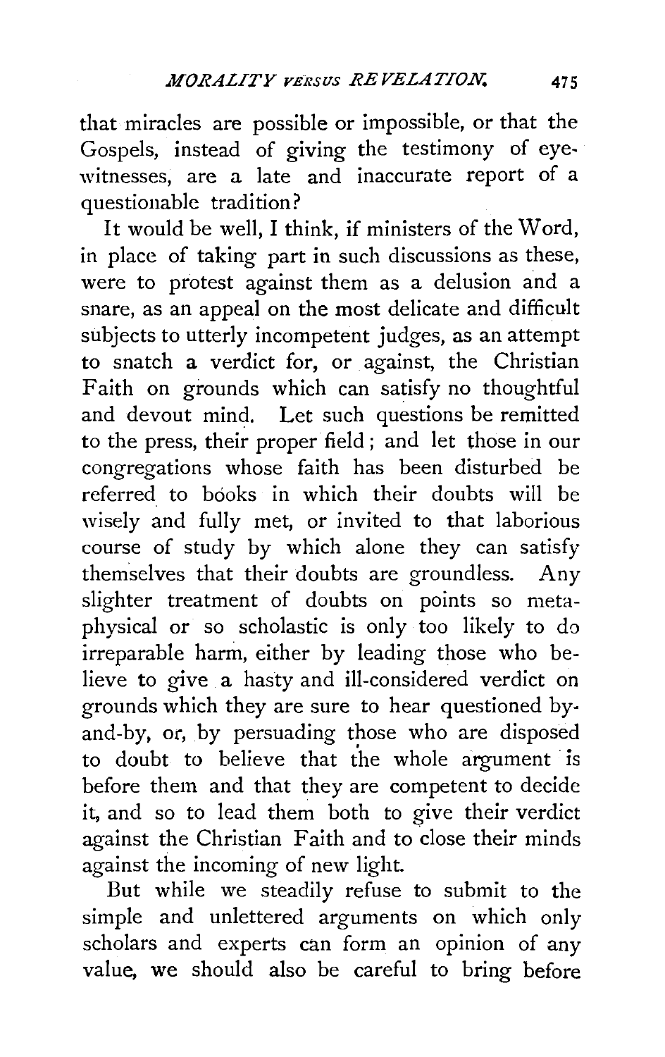that miracles are possible or impossible, or that the Gospels, instead of giving the testimony of eyewitnesses, are a late and inaccurate report of a questionable tradition?

It would be well, I think, if ministers of the Word, in place of taking part in such discussions as these, were to protest against them as a delusion and a snare, as an appeal on the most delicate and difficult subjects to utterly incompetent judges, as an attempt to snatch a verdict for, or against, the Christian Faith on grounds which can satisfy no thoughtful and devout mind. Let such questions be remitted to the press, their proper field; and let those in our congregations whose faith has been disturbed be referred to books in which their doubts will be wisely and fully met, or invited to that laborious course of study by which alone they can satisfy themselves that their doubts are groundless. Any slighter treatment of doubts on points so metaphysical or so scholastic is only too likely to do irreparable harm, either by leading those who believe to give a hasty and ill-considered verdict on grounds which they are sure to hear questioned by-and-by, or, by persuading those who are disposed to doubt to believe that the whole argument is before them and that they are competent to decide it, and so to lead them both to give their verdict against the Christian Faith and to close their minds against the incoming of new light.

But while we steadily refuse to submit to the simple and unlettered arguments on which only scholars and experts can form an opinion of any value, we should also be careful to bring before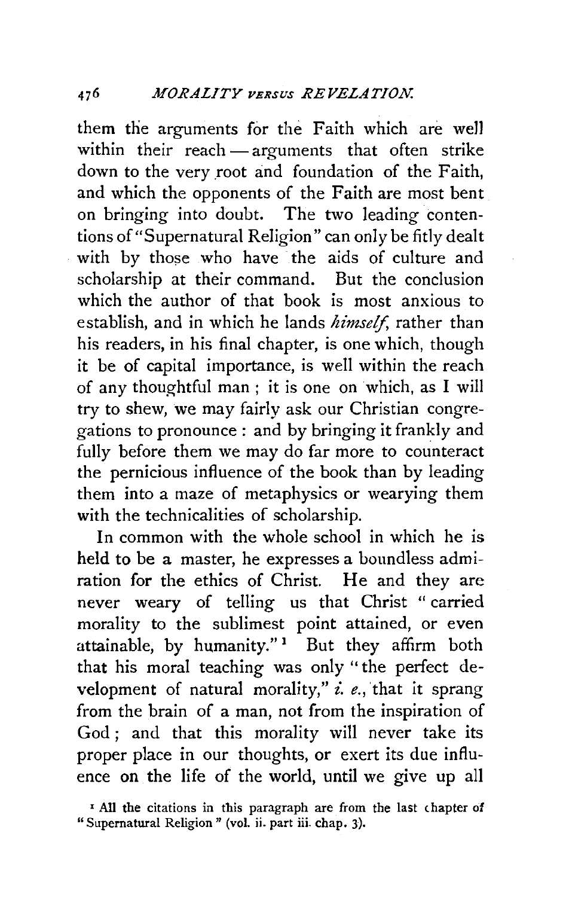them the arguments for the Faith which are well within their reach — arguments that often strike down to the very root and foundation of the Faith, and which the opponents of the Faith are most bent on bringing into doubt. The two leading contentions of "Supernatural Religion" can only be fitly dealt with by those who have the aids of culture and scholarship at their command. But the conclusion which the author of that book is most anxious to establish, and in which he lands *himself*, rather than his readers, in his final chapter, is one which, though it be of capital importance, is well within the reach of any thoughtful man; it is one on which, as I will try to shew, we may fairly ask our Christian congregations to pronounce: and by bringing it frankly and fully before them we may do far more to counteract the pernicious influence of the book than by leading them into a maze of metaphysics or wearying them with the technicalities of scholarship.

In common with the whole school in which he is held to be a master, he expresses a boundless admiration for the ethics of Christ. He and they are never weary of telling us that Christ "carried morality to the sublimest point attained, or even attainable, by humanity."[1] But they affirm both that his moral teaching was only "the perfect development of natural morality," *i. e.*, that it sprang from the brain of a man, not from the inspiration of God; and that this morality will never take its proper place in our thoughts, or exert its due influence on the life of the world, until we give up all

[1] All the citations in this paragraph are from the last chapter of "Supernatural Religion" (vol. ii. part iii. chap. 3).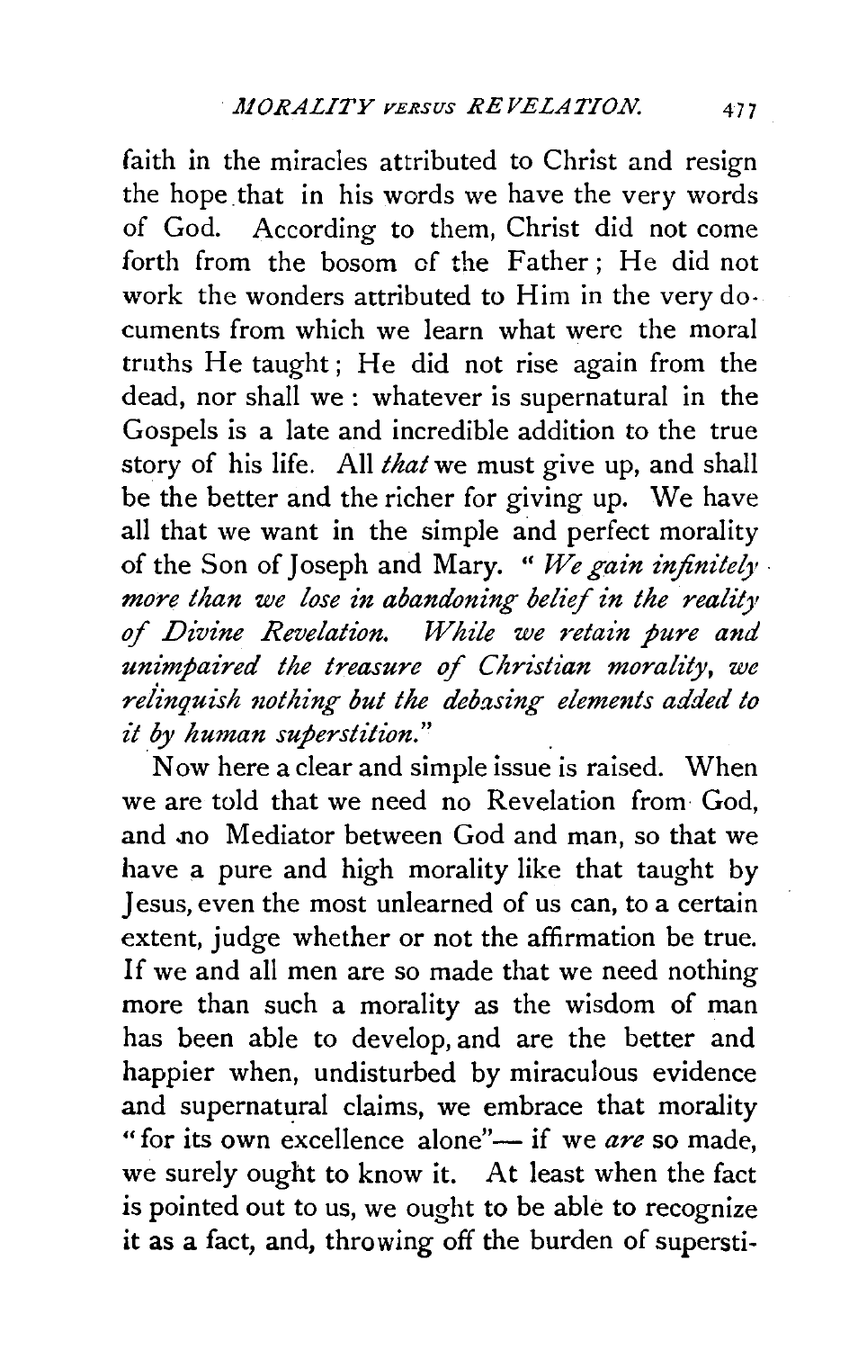faith in the miracles attributed to Christ and resign the hope that in his words we have the very words of God. According to them, Christ did not come forth from the bosom of the Father; He did not work the wonders attributed to Him in the very documents from which we learn what were the moral truths He taught; He did not rise again from the dead, nor shall we: whatever is supernatural in the Gospels is a late and incredible addition to the true story of his life. All *that* we must give up, and shall be the better and the richer for giving up. We have all that we want in the simple and perfect morality of the Son of Joseph and Mary. "*We gain infinitely more than we lose in abandoning belief in the reality of Divine Revelation. While we retain pure and unimpaired the treasure of Christian morality, we relinquish nothing but the debasing elements added to it by human superstition.*"

Now here a clear and simple issue is raised. When we are told that we need no Revelation from God, and no Mediator between God and man, so that we have a pure and high morality like that taught by Jesus, even the most unlearned of us can, to a certain extent, judge whether or not the affirmation be true. If we and all men are so made that we need nothing more than such a morality as the wisdom of man has been able to develop, and are the better and happier when, undisturbed by miraculous evidence and supernatural claims, we embrace that morality "for its own excellence alone"— if we *are* so made, we surely ought to know it. At least when the fact is pointed out to us, we ought to be able to recognize it as a fact, and, throwing off the burden of supersti-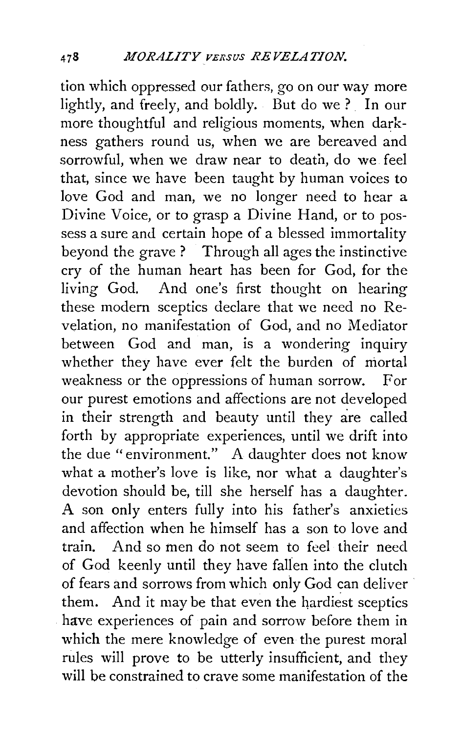tion which oppressed our fathers, go on our way more lightly, and freely, and boldly. But do we? In our more thoughtful and religious moments, when darkness gathers round us, when we are bereaved and sorrowful, when we draw near to death, do we feel that, since we have been taught by human voices to love God and man, we no longer need to hear a Divine Voice, or to grasp a Divine Hand, or to possess a sure and certain hope of a blessed immortality beyond the grave? Through all ages the instinctive cry of the human heart has been for God, for the living God. And one's first thought on hearing these modern sceptics declare that we need no Revelation, no manifestation of God, and no Mediator between God and man, is a wondering inquiry whether they have ever felt the burden of mortal weakness or the oppressions of human sorrow. For our purest emotions and affections are not developed in their strength and beauty until they are called forth by appropriate experiences, until we drift into the due "environment." A daughter does not know what a mother's love is like, nor what a daughter's devotion should be, till she herself has a daughter. A son only enters fully into his father's anxieties and affection when he himself has a son to love and train. And so men do not seem to feel their need of God keenly until they have fallen into the clutch of fears and sorrows from which only God can deliver them. And it may be that even the hardiest sceptics have experiences of pain and sorrow before them in which the mere knowledge of even the purest moral rules will prove to be utterly insufficient, and they will be constrained to crave some manifestation of the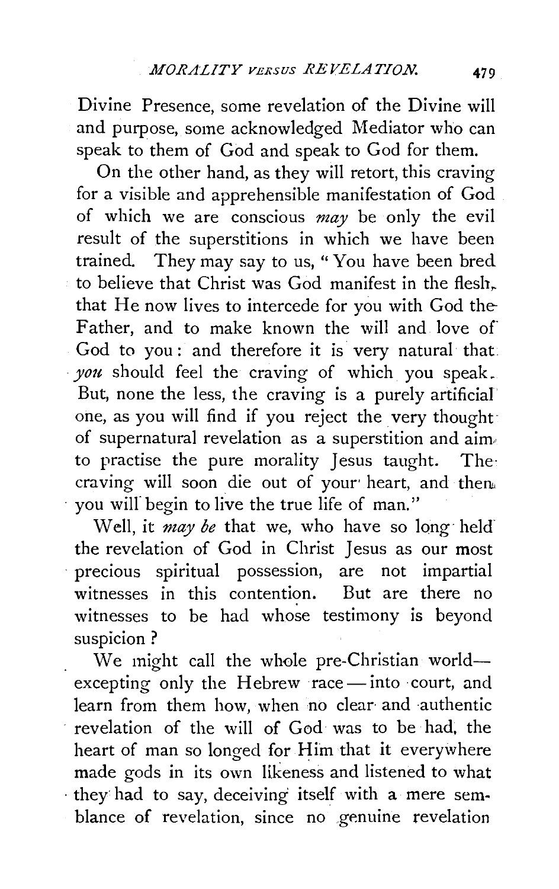Divine Presence, some revelation of the Divine will and purpose, some acknowledged Mediator who can speak to them of God and speak to God for them.

On the other hand, as they will retort, this craving for a visible and apprehensible manifestation of God of which we are conscious *may* be only the evil result of the superstitions in which we have been trained. They may say to us, "You have been bred to believe that Christ was God manifest in the flesh, that He now lives to intercede for you with God the Father, and to make known the will and love of God to you: and therefore it is very natural that *you* should feel the craving of which you speak. But, none the less, the craving is a purely artificial one, as you will find if you reject the very thought of supernatural revelation as a superstition and aim to practise the pure morality Jesus taught. The craving will soon die out of your heart, and then you will begin to live the true life of man."

Well, it *may be* that we, who have so long held the revelation of God in Christ Jesus as our most precious spiritual possession, are not impartial witnesses in this contention. But are there no witnesses to be had whose testimony is beyond suspicion?

We might call the whole pre-Christian world—excepting only the Hebrew race—into court, and learn from them how, when no clear and authentic revelation of the will of God was to be had, the heart of man so longed for Him that it everywhere made gods in its own likeness and listened to what they had to say, deceiving itself with a mere semblance of revelation, since no genuine revelation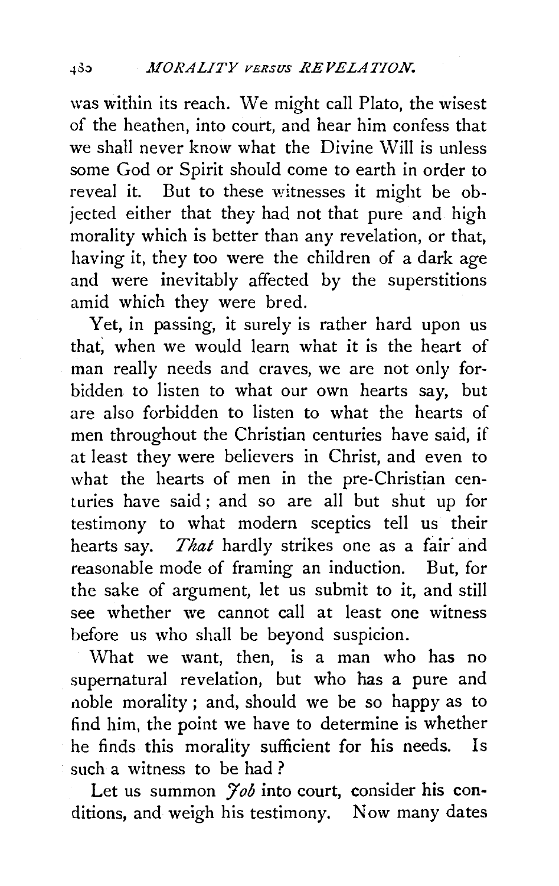was within its reach. We might call Plato, the wisest of the heathen, into court, and hear him confess that we shall never know what the Divine Will is unless some God or Spirit should come to earth in order to reveal it. But to these witnesses it might be objected either that they had not that pure and high morality which is better than any revelation, or that, having it, they too were the children of a dark age and were inevitably affected by the superstitions amid which they were bred.

Yet, in passing, it surely is rather hard upon us that, when we would learn what it is the heart of man really needs and craves, we are not only forbidden to listen to what our own hearts say, but are also forbidden to listen to what the hearts of men throughout the Christian centuries have said, if at least they were believers in Christ, and even to what the hearts of men in the pre-Christian centuries have said; and so are all but shut up for testimony to what modern sceptics tell us their hearts say. *That* hardly strikes one as a fair and reasonable mode of framing an induction. But, for the sake of argument, let us submit to it, and still see whether we cannot call at least one witness before us who shall be beyond suspicion.

What we want, then, is a man who has no supernatural revelation, but who has a pure and noble morality; and, should we be so happy as to find him, the point we have to determine is whether he finds this morality sufficient for his needs. Is such a witness to be had?

Let us summon *Job* into court, consider his conditions, and weigh his testimony. Now many dates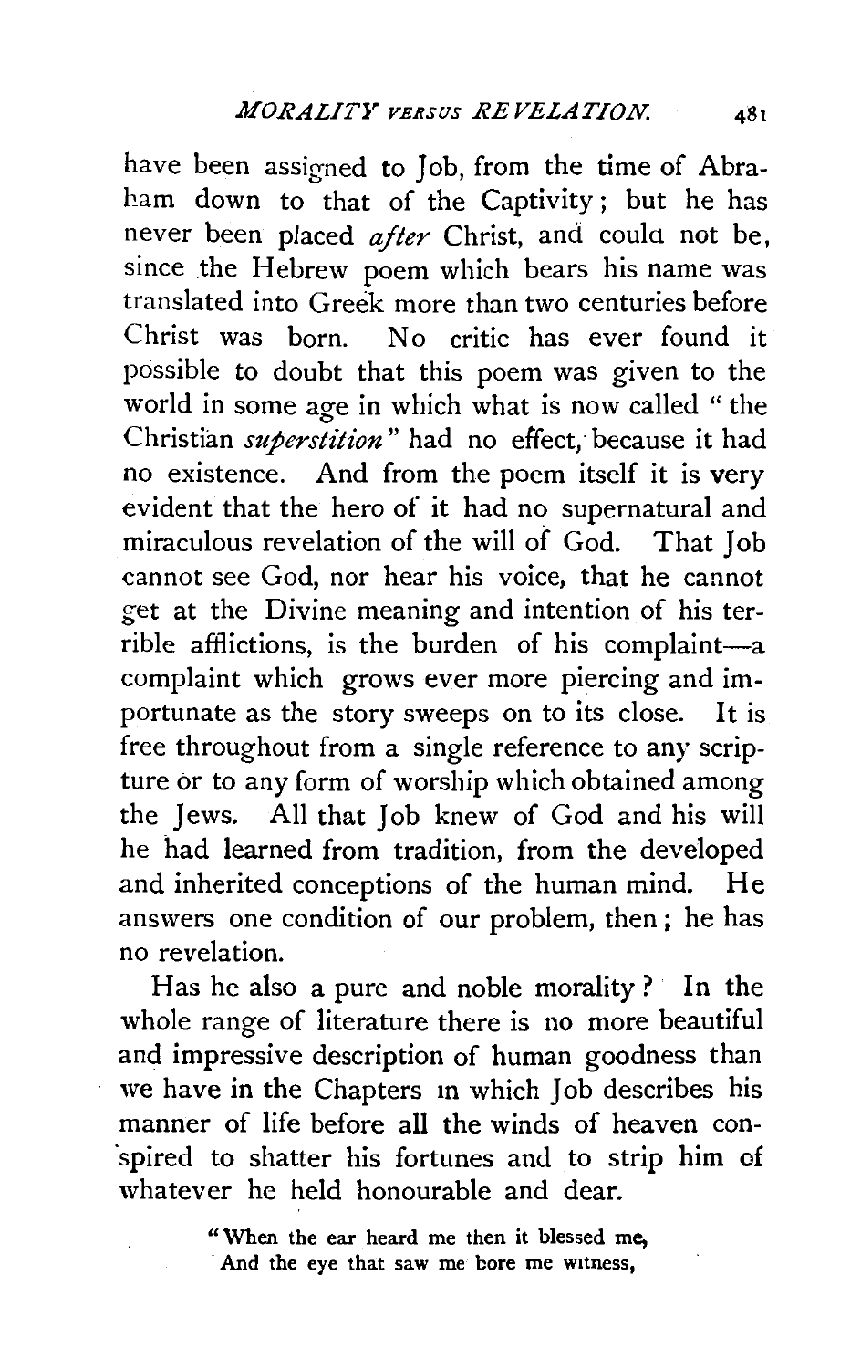have been assigned to Job, from the time of Abraham down to that of the Captivity; but he has never been placed *after* Christ, and could not be, since the Hebrew poem which bears his name was translated into Greek more than two centuries before Christ was born. No critic has ever found it possible to doubt that this poem was given to the world in some age in which what is now called "the Christian *superstition*" had no effect, because it had no existence. And from the poem itself it is very evident that the hero of it had no supernatural and miraculous revelation of the will of God. That Job cannot see God, nor hear his voice, that he cannot get at the Divine meaning and intention of his terrible afflictions, is the burden of his complaint—a complaint which grows ever more piercing and importunate as the story sweeps on to its close. It is free throughout from a single reference to any scripture or to any form of worship which obtained among the Jews. All that Job knew of God and his will he had learned from tradition, from the developed and inherited conceptions of the human mind. He answers one condition of our problem, then; he has no revelation.

Has he also a pure and noble morality? In the whole range of literature there is no more beautiful and impressive description of human goodness than we have in the Chapters in which Job describes his manner of life before all the winds of heaven conspired to shatter his fortunes and to strip him of whatever he held honourable and dear.

> "When the ear heard me then it blessed me,
> And the eye that saw me bore me witness,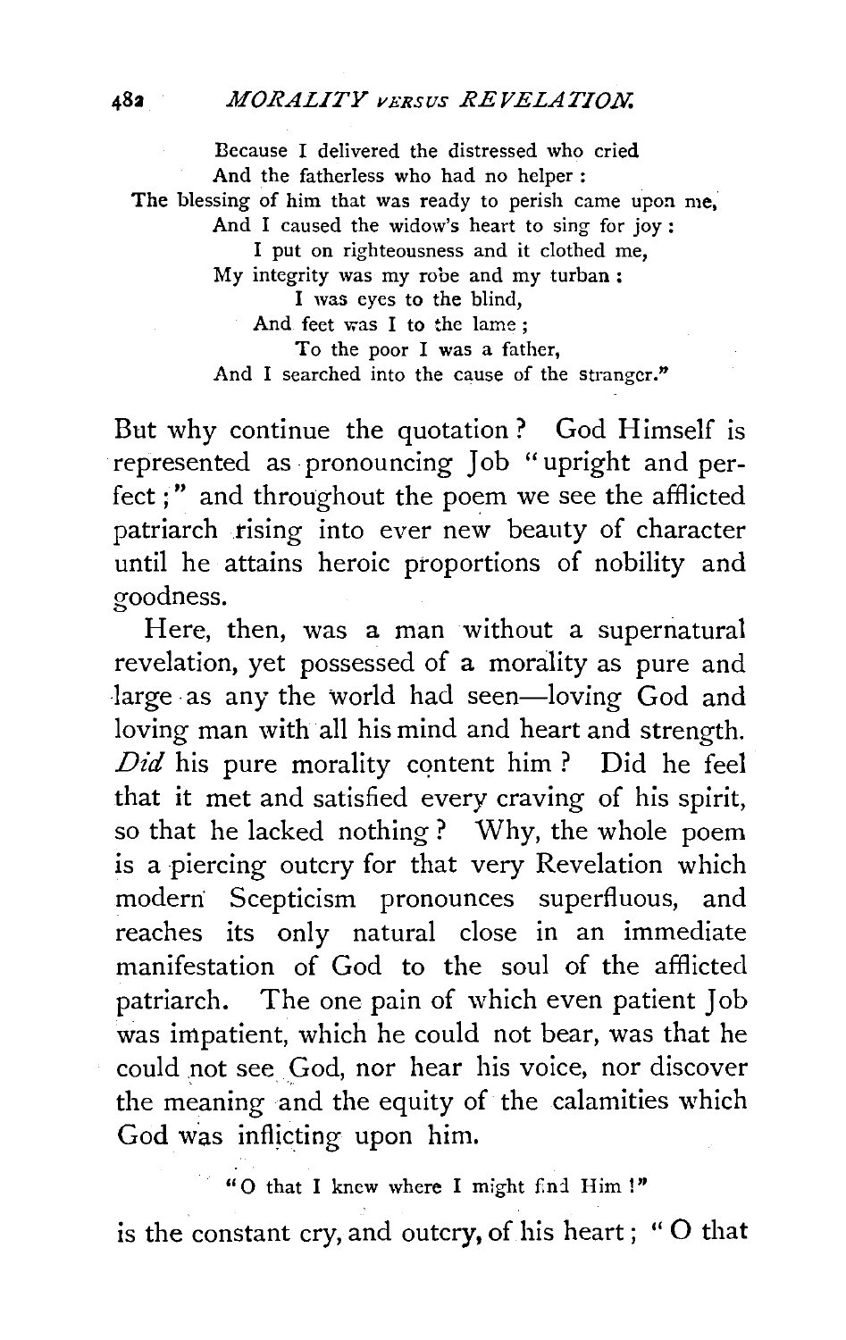Because I delivered the distressed who cried
And the fatherless who had no helper :
The blessing of him that was ready to perish came upon me,
And I caused the widow's heart to sing for joy :
I put on righteousness and it clothed me,
My integrity was my robe and my turban :
I was eyes to the blind,
And feet was I to the lame ;
To the poor I was a father,
And I searched into the cause of the stranger."

But why continue the quotation? God Himself is represented as pronouncing Job "upright and perfect;" and throughout the poem we see the afflicted patriarch rising into ever new beauty of character until he attains heroic proportions of nobility and goodness.

Here, then, was a man without a supernatural revelation, yet possessed of a morality as pure and large as any the world had seen—loving God and loving man with all his mind and heart and strength. *Did* his pure morality content him? Did he feel that it met and satisfied every craving of his spirit, so that he lacked nothing? Why, the whole poem is a piercing outcry for that very Revelation which modern Scepticism pronounces superfluous, and reaches its only natural close in an immediate manifestation of God to the soul of the afflicted patriarch. The one pain of which even patient Job was impatient, which he could not bear, was that he could not see God, nor hear his voice, nor discover the meaning and the equity of the calamities which God was inflicting upon him.

"O that I knew where I might find Him!"

is the constant cry, and outcry, of his heart; "O that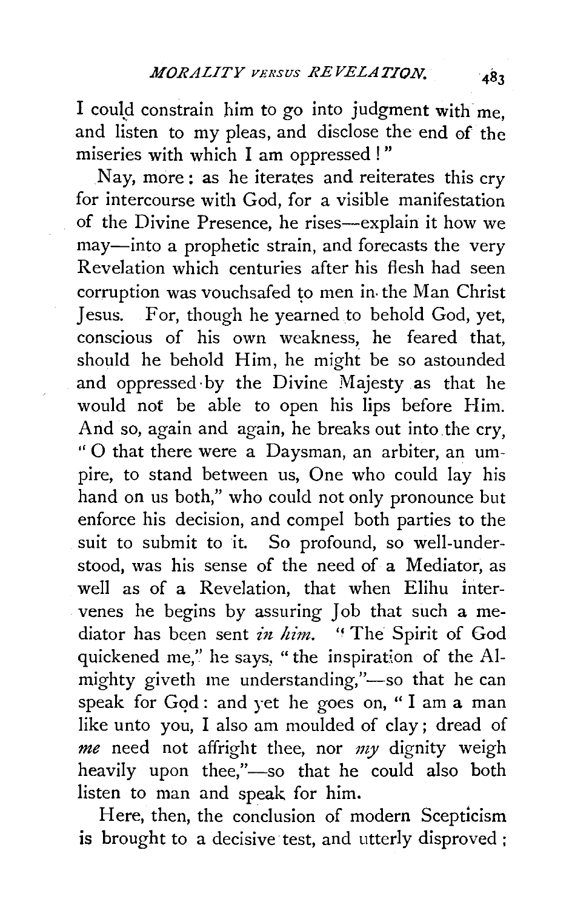I could constrain him to go into judgment with me, and listen to my pleas, and disclose the end of the miseries with which I am oppressed!"

Nay, more: as he iterates and reiterates this cry for intercourse with God, for a visible manifestation of the Divine Presence, he rises—explain it how we may—into a prophetic strain, and forecasts the very Revelation which centuries after his flesh had seen corruption was vouchsafed to men in the Man Christ Jesus. For, though he yearned to behold God, yet, conscious of his own weakness, he feared that, should he behold Him, he might be so astounded and oppressed by the Divine Majesty as that he would not be able to open his lips before Him. And so, again and again, he breaks out into the cry, "O that there were a Daysman, an arbiter, an umpire, to stand between us, One who could lay his hand on us both," who could not only pronounce but enforce his decision, and compel both parties to the suit to submit to it. So profound, so well-understood, was his sense of the need of a Mediator, as well as of a Revelation, that when Elihu intervenes he begins by assuring Job that such a mediator has been sent *in him*. "The Spirit of God quickened me," he says, "the inspiration of the Almighty giveth me understanding,"—so that he can speak for God: and yet he goes on, "I am a man like unto you, I also am moulded of clay; dread of *me* need not affright thee, nor *my* dignity weigh heavily upon thee,"—so that he could also both listen to man and speak for him.

Here, then, the conclusion of modern Scepticism is brought to a decisive test, and utterly disproved;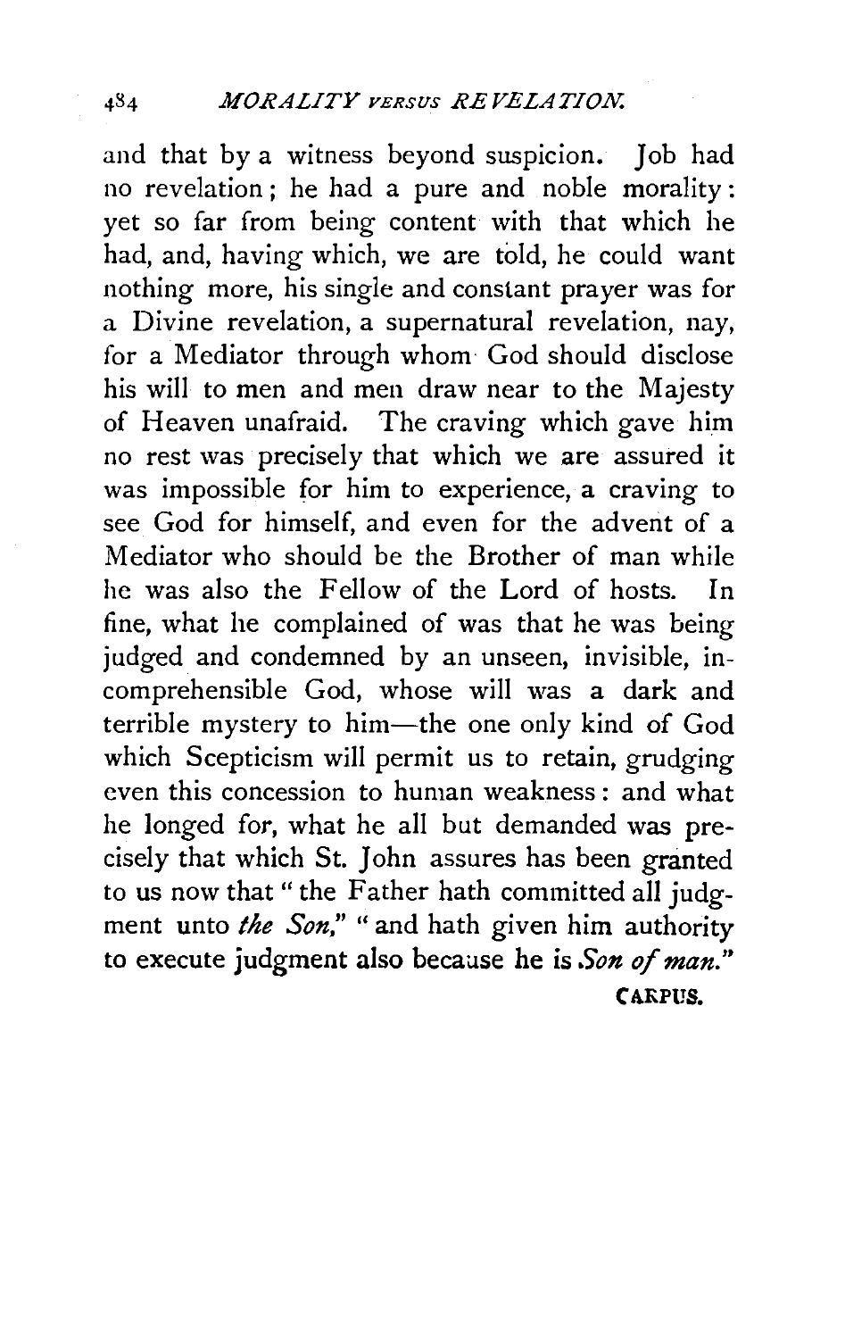and that by a witness beyond suspicion. Job had no revelation; he had a pure and noble morality: yet so far from being content with that which he had, and, having which, we are told, he could want nothing more, his single and constant prayer was for a Divine revelation, a supernatural revelation, nay, for a Mediator through whom God should disclose his will to men and men draw near to the Majesty of Heaven unafraid. The craving which gave him no rest was precisely that which we are assured it was impossible for him to experience, a craving to see God for himself, and even for the advent of a Mediator who should be the Brother of man while he was also the Fellow of the Lord of hosts. In fine, what he complained of was that he was being judged and condemned by an unseen, invisible, incomprehensible God, whose will was a dark and terrible mystery to him—the one only kind of God which Scepticism will permit us to retain, grudging even this concession to human weakness: and what he longed for, what he all but demanded was precisely that which St. John assures has been granted to us now that "the Father hath committed all judgment unto *the Son*," "and hath given him authority to execute judgment also because he is *Son of man*."

CARPUS.